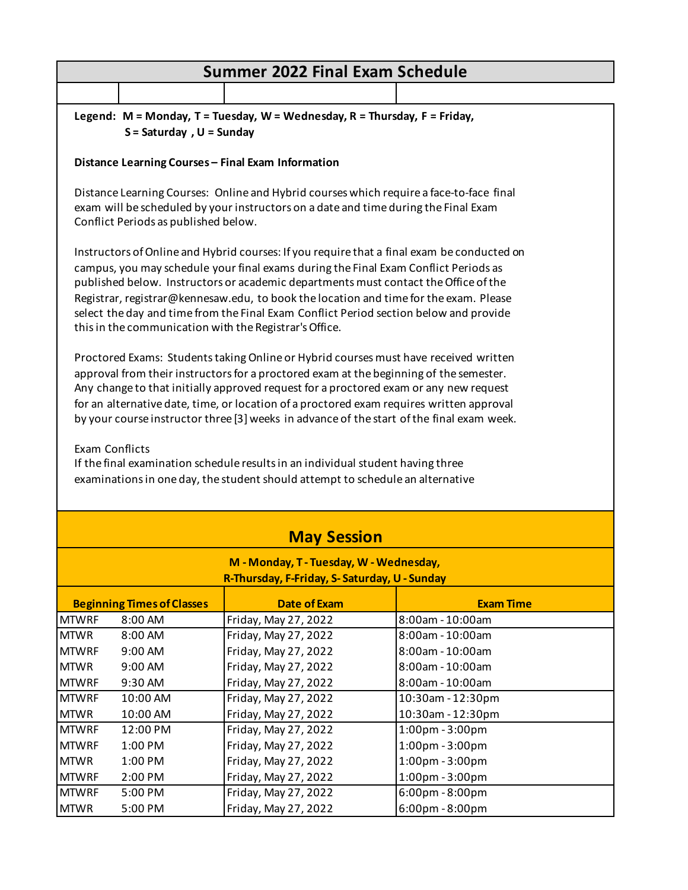# Summer 2022 Final Exam Schedule

**Legend: M = Monday, T = Tuesday, W = Wednesday, R = Thursday, F = Friday, S = Saturday , U = Sunday**

**Distance Learning Courses – Final Exam Information**

Distance Learning Courses: Online and Hybrid courses which require a face-to-face final exam will be scheduled by your instructors on a date and time during the Final Exam Conflict Periods as published below.

Instructors of Online and Hybrid courses: If you require that a final exam be conducted on campus, you may schedule your final exams during the Final Exam Conflict Periods as published below. Instructors or academic departments must contact the Office of the Registrar, registrar@kennesaw.edu, to book the location and time for the exam. Please select the day and time from the Final Exam Conflict Period section below and provide this in the communication with the Registrar's Office.

Proctored Exams: Students taking Online or Hybrid courses must have received written approval from their instructors for a proctored exam at the beginning of the semester. Any change to that initially approved request for a proctored exam or any new request for an alternative date, time, or location of a proctored exam requires written approval by your course instructor three [3] weeks in advance of the start of the final exam week.

Exam Conflicts
If the final examination schedule results in an individual student having three examinations in one day, the student should attempt to schedule an alternative

## May Session

**M - Monday, T - Tuesday, W - Wednesday, R-Thursday, F-Friday, S- Saturday, U - Sunday**

| Beginning Times of Classes | | Date of Exam | Exam Time |
|---|---|---|---|
| MTWRF | 8:00 AM | Friday, May 27, 2022 | 8:00am - 10:00am |
| MTWR | 8:00 AM | Friday, May 27, 2022 | 8:00am - 10:00am |
| MTWRF | 9:00 AM | Friday, May 27, 2022 | 8:00am - 10:00am |
| MTWR | 9:00 AM | Friday, May 27, 2022 | 8:00am - 10:00am |
| MTWRF | 9:30 AM | Friday, May 27, 2022 | 8:00am - 10:00am |
| MTWRF | 10:00 AM | Friday, May 27, 2022 | 10:30am - 12:30pm |
| MTWR | 10:00 AM | Friday, May 27, 2022 | 10:30am - 12:30pm |
| MTWRF | 12:00 PM | Friday, May 27, 2022 | 1:00pm - 3:00pm |
| MTWRF | 1:00 PM | Friday, May 27, 2022 | 1:00pm - 3:00pm |
| MTWR | 1:00 PM | Friday, May 27, 2022 | 1:00pm - 3:00pm |
| MTWRF | 2:00 PM | Friday, May 27, 2022 | 1:00pm - 3:00pm |
| MTWRF | 5:00 PM | Friday, May 27, 2022 | 6:00pm - 8:00pm |
| MTWR | 5:00 PM | Friday, May 27, 2022 | 6:00pm - 8:00pm |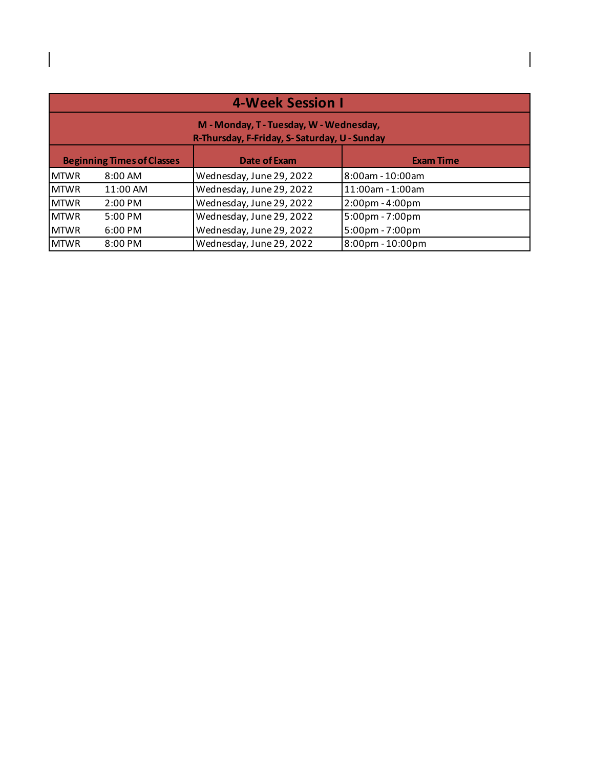| 4-Week Session I | | | |
|---|---|---|---|
| M - Monday, T - Tuesday, W - Wednesday, R-Thursday, F-Friday, S- Saturday, U - Sunday | | | |
| Beginning Times of Classes | | Date of Exam | Exam Time |
| MTWR | 8:00 AM | Wednesday, June 29, 2022 | 8:00am - 10:00am |
| MTWR | 11:00 AM | Wednesday, June 29, 2022 | 11:00am - 1:00am |
| MTWR | 2:00 PM | Wednesday, June 29, 2022 | 2:00pm - 4:00pm |
| MTWR | 5:00 PM | Wednesday, June 29, 2022 | 5:00pm - 7:00pm |
| MTWR | 6:00 PM | Wednesday, June 29, 2022 | 5:00pm - 7:00pm |
| MTWR | 8:00 PM | Wednesday, June 29, 2022 | 8:00pm - 10:00pm |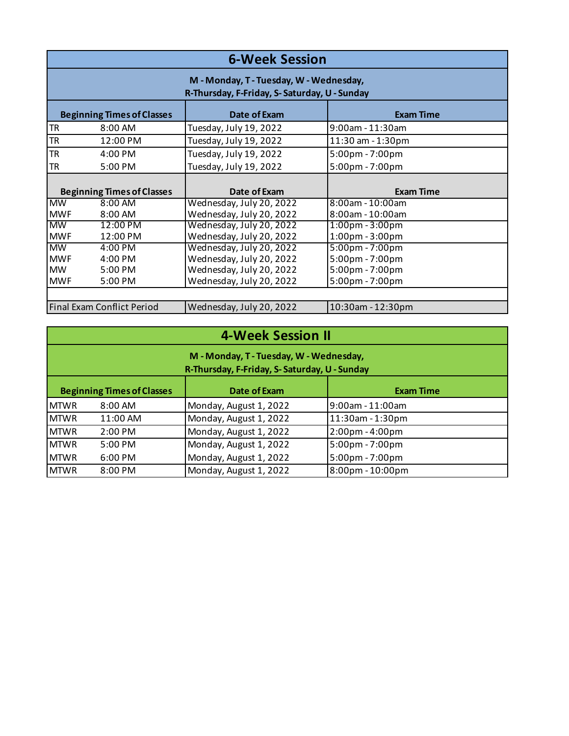## 6-Week Session

**M - Monday, T - Tuesday, W - Wednesday,**
**R-Thursday, F-Friday, S- Saturday, U - Sunday**

| Beginning Times of Classes | | Date of Exam | Exam Time |
|---|---|---|---|
| TR | 8:00 AM | Tuesday, July 19, 2022 | 9:00am - 11:30am |
| TR | 12:00 PM | Tuesday, July 19, 2022 | 11:30 am - 1:30pm |
| TR | 4:00 PM | Tuesday, July 19, 2022 | 5:00pm - 7:00pm |
| TR | 5:00 PM | Tuesday, July 19, 2022 | 5:00pm - 7:00pm |
| **Beginning Times of Classes** | | **Date of Exam** | **Exam Time** |
| MW | 8:00 AM | Wednesday, July 20, 2022 | 8:00am - 10:00am |
| MWF | 8:00 AM | Wednesday, July 20, 2022 | 8:00am - 10:00am |
| MW | 12:00 PM | Wednesday, July 20, 2022 | 1:00pm - 3:00pm |
| MWF | 12:00 PM | Wednesday, July 20, 2022 | 1:00pm - 3:00pm |
| MW | 4:00 PM | Wednesday, July 20, 2022 | 5:00pm - 7:00pm |
| MWF | 4:00 PM | Wednesday, July 20, 2022 | 5:00pm - 7:00pm |
| MW | 5:00 PM | Wednesday, July 20, 2022 | 5:00pm - 7:00pm |
| MWF | 5:00 PM | Wednesday, July 20, 2022 | 5:00pm - 7:00pm |
| | | | |
| Final Exam Conflict Period | | Wednesday, July 20, 2022 | 10:30am - 12:30pm |

## 4-Week Session II

**M - Monday, T - Tuesday, W - Wednesday,**
**R-Thursday, F-Friday, S- Saturday, U - Sunday**

| Beginning Times of Classes | | Date of Exam | Exam Time |
|---|---|---|---|
| MTWR | 8:00 AM | Monday, August 1, 2022 | 9:00am - 11:00am |
| MTWR | 11:00 AM | Monday, August 1, 2022 | 11:30am - 1:30pm |
| MTWR | 2:00 PM | Monday, August 1, 2022 | 2:00pm - 4:00pm |
| MTWR | 5:00 PM | Monday, August 1, 2022 | 5:00pm - 7:00pm |
| MTWR | 6:00 PM | Monday, August 1, 2022 | 5:00pm - 7:00pm |
| MTWR | 8:00 PM | Monday, August 1, 2022 | 8:00pm - 10:00pm |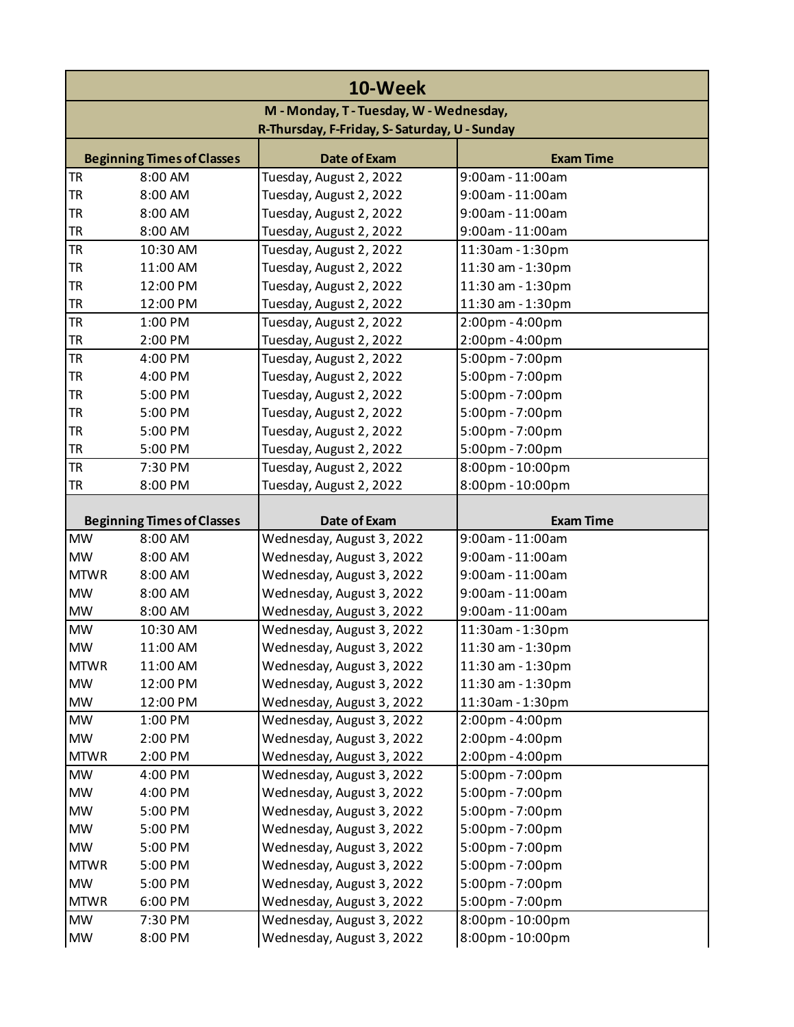## 10-Week

M - Monday, T - Tuesday, W - Wednesday,
R-Thursday, F-Friday, S- Saturday, U - Sunday

| Beginning Times of Classes | | Date of Exam | Exam Time |
|---|---|---|---|
| TR | 8:00 AM | Tuesday, August 2, 2022 | 9:00am - 11:00am |
| TR | 8:00 AM | Tuesday, August 2, 2022 | 9:00am - 11:00am |
| TR | 8:00 AM | Tuesday, August 2, 2022 | 9:00am - 11:00am |
| TR | 8:00 AM | Tuesday, August 2, 2022 | 9:00am - 11:00am |
| TR | 10:30 AM | Tuesday, August 2, 2022 | 11:30am - 1:30pm |
| TR | 11:00 AM | Tuesday, August 2, 2022 | 11:30 am - 1:30pm |
| TR | 12:00 PM | Tuesday, August 2, 2022 | 11:30 am - 1:30pm |
| TR | 12:00 PM | Tuesday, August 2, 2022 | 11:30 am - 1:30pm |
| TR | 1:00 PM | Tuesday, August 2, 2022 | 2:00pm - 4:00pm |
| TR | 2:00 PM | Tuesday, August 2, 2022 | 2:00pm - 4:00pm |
| TR | 4:00 PM | Tuesday, August 2, 2022 | 5:00pm - 7:00pm |
| TR | 4:00 PM | Tuesday, August 2, 2022 | 5:00pm - 7:00pm |
| TR | 5:00 PM | Tuesday, August 2, 2022 | 5:00pm - 7:00pm |
| TR | 5:00 PM | Tuesday, August 2, 2022 | 5:00pm - 7:00pm |
| TR | 5:00 PM | Tuesday, August 2, 2022 | 5:00pm - 7:00pm |
| TR | 5:00 PM | Tuesday, August 2, 2022 | 5:00pm - 7:00pm |
| TR | 7:30 PM | Tuesday, August 2, 2022 | 8:00pm - 10:00pm |
| TR | 8:00 PM | Tuesday, August 2, 2022 | 8:00pm - 10:00pm |

| Beginning Times of Classes | | Date of Exam | Exam Time |
|---|---|---|---|
| MW | 8:00 AM | Wednesday, August 3, 2022 | 9:00am - 11:00am |
| MW | 8:00 AM | Wednesday, August 3, 2022 | 9:00am - 11:00am |
| MTWR | 8:00 AM | Wednesday, August 3, 2022 | 9:00am - 11:00am |
| MW | 8:00 AM | Wednesday, August 3, 2022 | 9:00am - 11:00am |
| MW | 8:00 AM | Wednesday, August 3, 2022 | 9:00am - 11:00am |
| MW | 10:30 AM | Wednesday, August 3, 2022 | 11:30am - 1:30pm |
| MW | 11:00 AM | Wednesday, August 3, 2022 | 11:30 am - 1:30pm |
| MTWR | 11:00 AM | Wednesday, August 3, 2022 | 11:30 am - 1:30pm |
| MW | 12:00 PM | Wednesday, August 3, 2022 | 11:30 am - 1:30pm |
| MW | 12:00 PM | Wednesday, August 3, 2022 | 11:30am - 1:30pm |
| MW | 1:00 PM | Wednesday, August 3, 2022 | 2:00pm - 4:00pm |
| MW | 2:00 PM | Wednesday, August 3, 2022 | 2:00pm - 4:00pm |
| MTWR | 2:00 PM | Wednesday, August 3, 2022 | 2:00pm - 4:00pm |
| MW | 4:00 PM | Wednesday, August 3, 2022 | 5:00pm - 7:00pm |
| MW | 4:00 PM | Wednesday, August 3, 2022 | 5:00pm - 7:00pm |
| MW | 5:00 PM | Wednesday, August 3, 2022 | 5:00pm - 7:00pm |
| MW | 5:00 PM | Wednesday, August 3, 2022 | 5:00pm - 7:00pm |
| MW | 5:00 PM | Wednesday, August 3, 2022 | 5:00pm - 7:00pm |
| MTWR | 5:00 PM | Wednesday, August 3, 2022 | 5:00pm - 7:00pm |
| MW | 5:00 PM | Wednesday, August 3, 2022 | 5:00pm - 7:00pm |
| MTWR | 6:00 PM | Wednesday, August 3, 2022 | 5:00pm - 7:00pm |
| MW | 7:30 PM | Wednesday, August 3, 2022 | 8:00pm - 10:00pm |
| MW | 8:00 PM | Wednesday, August 3, 2022 | 8:00pm - 10:00pm |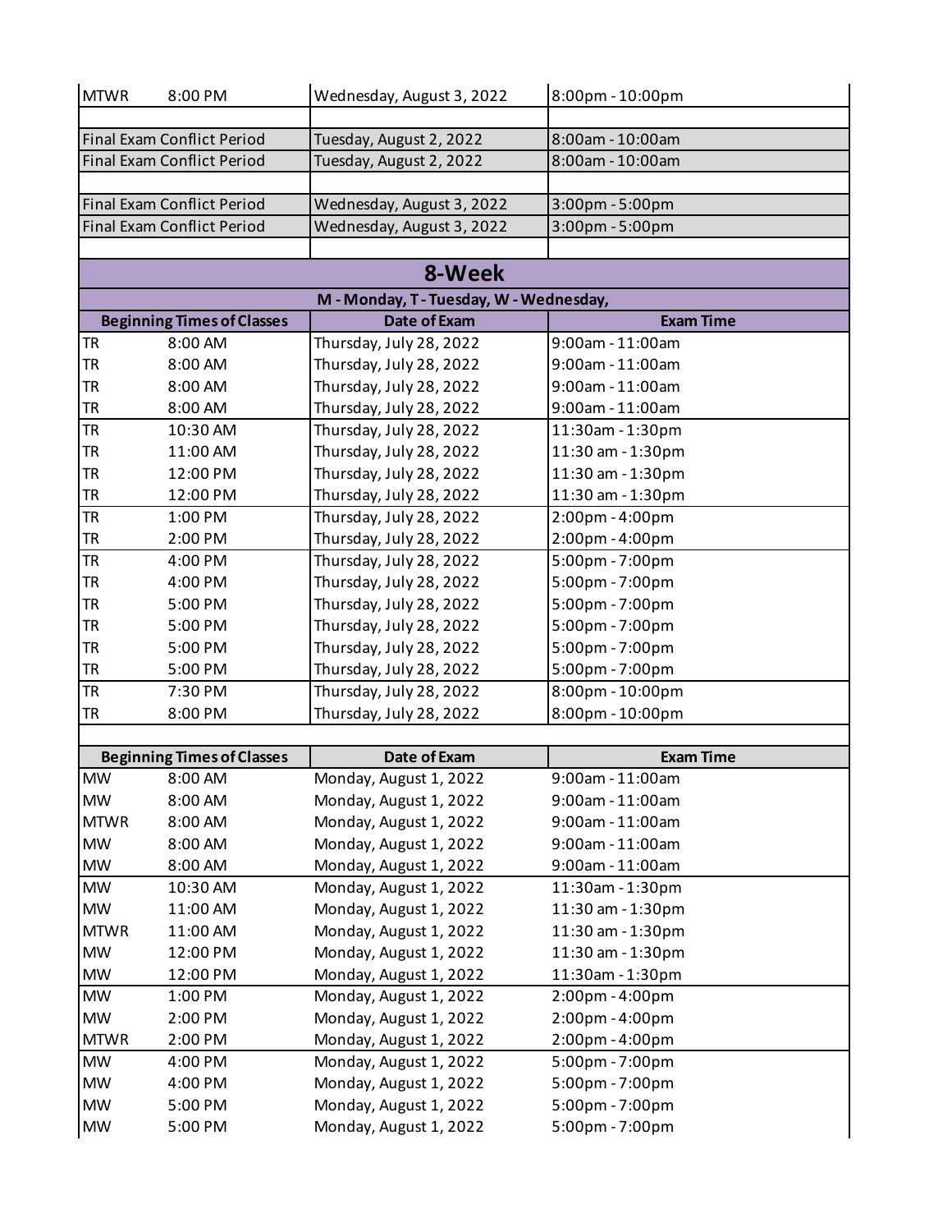| | | |
|---|---|---|
| MTWR 8:00 PM | Wednesday, August 3, 2022 | 8:00pm - 10:00pm |
| | | |
| Final Exam Conflict Period | Tuesday, August 2, 2022 | 8:00am - 10:00am |
| Final Exam Conflict Period | Tuesday, August 2, 2022 | 8:00am - 10:00am |
| | | |
| Final Exam Conflict Period | Wednesday, August 3, 2022 | 3:00pm - 5:00pm |
| Final Exam Conflict Period | Wednesday, August 3, 2022 | 3:00pm - 5:00pm |

## 8-Week

**M - Monday, T - Tuesday, W - Wednesday,**

| Beginning Times of Classes | | Date of Exam | Exam Time |
|---|---|---|---|
| TR | 8:00 AM | Thursday, July 28, 2022 | 9:00am - 11:00am |
| TR | 8:00 AM | Thursday, July 28, 2022 | 9:00am - 11:00am |
| TR | 8:00 AM | Thursday, July 28, 2022 | 9:00am - 11:00am |
| TR | 8:00 AM | Thursday, July 28, 2022 | 9:00am - 11:00am |
| TR | 10:30 AM | Thursday, July 28, 2022 | 11:30am - 1:30pm |
| TR | 11:00 AM | Thursday, July 28, 2022 | 11:30 am - 1:30pm |
| TR | 12:00 PM | Thursday, July 28, 2022 | 11:30 am - 1:30pm |
| TR | 12:00 PM | Thursday, July 28, 2022 | 11:30 am - 1:30pm |
| TR | 1:00 PM | Thursday, July 28, 2022 | 2:00pm - 4:00pm |
| TR | 2:00 PM | Thursday, July 28, 2022 | 2:00pm - 4:00pm |
| TR | 4:00 PM | Thursday, July 28, 2022 | 5:00pm - 7:00pm |
| TR | 4:00 PM | Thursday, July 28, 2022 | 5:00pm - 7:00pm |
| TR | 5:00 PM | Thursday, July 28, 2022 | 5:00pm - 7:00pm |
| TR | 5:00 PM | Thursday, July 28, 2022 | 5:00pm - 7:00pm |
| TR | 5:00 PM | Thursday, July 28, 2022 | 5:00pm - 7:00pm |
| TR | 5:00 PM | Thursday, July 28, 2022 | 5:00pm - 7:00pm |
| TR | 7:30 PM | Thursday, July 28, 2022 | 8:00pm - 10:00pm |
| TR | 8:00 PM | Thursday, July 28, 2022 | 8:00pm - 10:00pm |

| Beginning Times of Classes | | Date of Exam | Exam Time |
|---|---|---|---|
| MW | 8:00 AM | Monday, August 1, 2022 | 9:00am - 11:00am |
| MW | 8:00 AM | Monday, August 1, 2022 | 9:00am - 11:00am |
| MTWR | 8:00 AM | Monday, August 1, 2022 | 9:00am - 11:00am |
| MW | 8:00 AM | Monday, August 1, 2022 | 9:00am - 11:00am |
| MW | 8:00 AM | Monday, August 1, 2022 | 9:00am - 11:00am |
| MW | 10:30 AM | Monday, August 1, 2022 | 11:30am - 1:30pm |
| MW | 11:00 AM | Monday, August 1, 2022 | 11:30 am - 1:30pm |
| MTWR | 11:00 AM | Monday, August 1, 2022 | 11:30 am - 1:30pm |
| MW | 12:00 PM | Monday, August 1, 2022 | 11:30 am - 1:30pm |
| MW | 12:00 PM | Monday, August 1, 2022 | 11:30am - 1:30pm |
| MW | 1:00 PM | Monday, August 1, 2022 | 2:00pm - 4:00pm |
| MW | 2:00 PM | Monday, August 1, 2022 | 2:00pm - 4:00pm |
| MTWR | 2:00 PM | Monday, August 1, 2022 | 2:00pm - 4:00pm |
| MW | 4:00 PM | Monday, August 1, 2022 | 5:00pm - 7:00pm |
| MW | 4:00 PM | Monday, August 1, 2022 | 5:00pm - 7:00pm |
| MW | 5:00 PM | Monday, August 1, 2022 | 5:00pm - 7:00pm |
| MW | 5:00 PM | Monday, August 1, 2022 | 5:00pm - 7:00pm |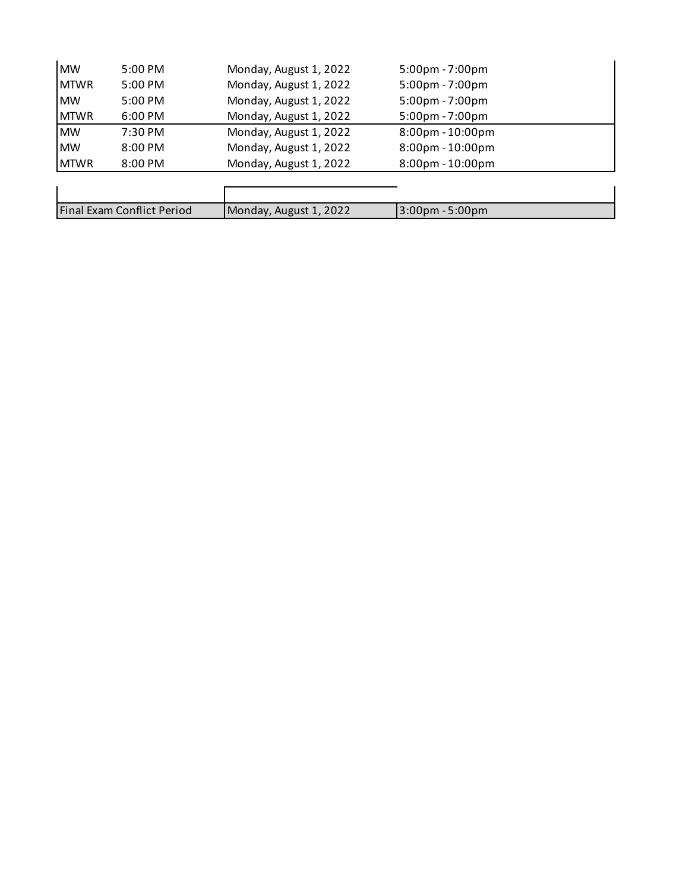| | | | |
|---|---|---|---|
| MW | 5:00 PM | Monday, August 1, 2022 | 5:00pm - 7:00pm |
| MTWR | 5:00 PM | Monday, August 1, 2022 | 5:00pm - 7:00pm |
| MW | 5:00 PM | Monday, August 1, 2022 | 5:00pm - 7:00pm |
| MTWR | 6:00 PM | Monday, August 1, 2022 | 5:00pm - 7:00pm |
| MW | 7:30 PM | Monday, August 1, 2022 | 8:00pm - 10:00pm |
| MW | 8:00 PM | Monday, August 1, 2022 | 8:00pm - 10:00pm |
| MTWR | 8:00 PM | Monday, August 1, 2022 | 8:00pm - 10:00pm |

| | | |
|---|---|---|
| Final Exam Conflict Period | Monday, August 1, 2022 | 3:00pm - 5:00pm |